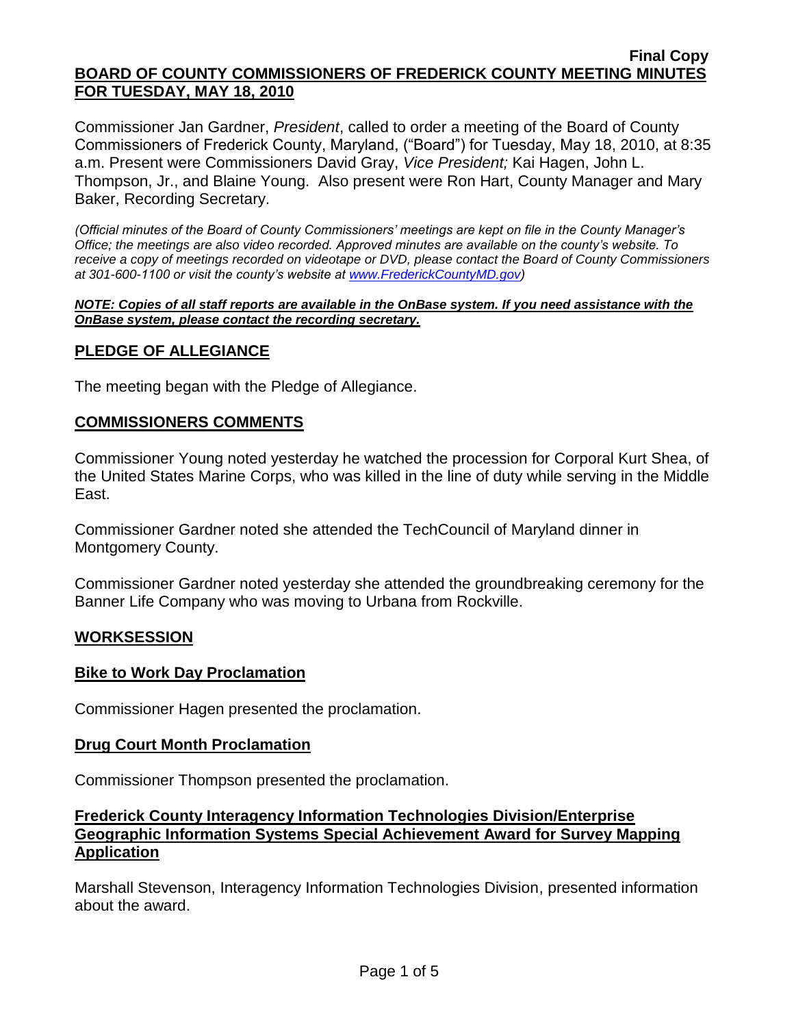**Final Copy**

# BOARD OF COUNTY COMMISSIONERS OF FREDERICK COUNTY MEETING MINUTES FOR TUESDAY, MAY 18, 2010

Commissioner Jan Gardner, *President*, called to order a meeting of the Board of County Commissioners of Frederick County, Maryland, ("Board") for Tuesday, May 18, 2010, at 8:35 a.m. Present were Commissioners David Gray, *Vice President;* Kai Hagen, John L. Thompson, Jr., and Blaine Young. Also present were Ron Hart, County Manager and Mary Baker, Recording Secretary.

*(Official minutes of the Board of County Commissioners' meetings are kept on file in the County Manager's Office; the meetings are also video recorded. Approved minutes are available on the county's website. To receive a copy of meetings recorded on videotape or DVD, please contact the Board of County Commissioners at 301-600-1100 or visit the county's website at [www.FrederickCountyMD.gov](http://www.FrederickCountyMD.gov))*

***NOTE: Copies of all staff reports are available in the OnBase system. If you need assistance with the OnBase system, please contact the recording secretary.***

## PLEDGE OF ALLEGIANCE

The meeting began with the Pledge of Allegiance.

## COMMISSIONERS COMMENTS

Commissioner Young noted yesterday he watched the procession for Corporal Kurt Shea, of the United States Marine Corps, who was killed in the line of duty while serving in the Middle East.

Commissioner Gardner noted she attended the TechCouncil of Maryland dinner in Montgomery County.

Commissioner Gardner noted yesterday she attended the groundbreaking ceremony for the Banner Life Company who was moving to Urbana from Rockville.

## WORKSESSION

### Bike to Work Day Proclamation

Commissioner Hagen presented the proclamation.

### Drug Court Month Proclamation

Commissioner Thompson presented the proclamation.

### Frederick County Interagency Information Technologies Division/Enterprise Geographic Information Systems Special Achievement Award for Survey Mapping Application

Marshall Stevenson, Interagency Information Technologies Division, presented information about the award.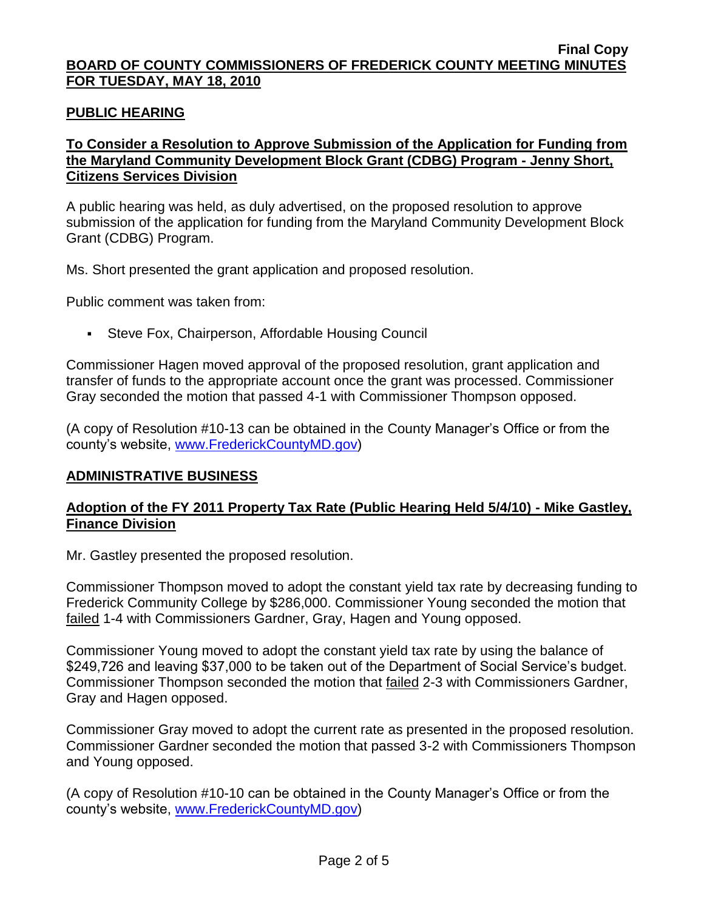## PUBLIC HEARING

### To Consider a Resolution to Approve Submission of the Application for Funding from the Maryland Community Development Block Grant (CDBG) Program - Jenny Short, Citizens Services Division

A public hearing was held, as duly advertised, on the proposed resolution to approve submission of the application for funding from the Maryland Community Development Block Grant (CDBG) Program.

Ms. Short presented the grant application and proposed resolution.

Public comment was taken from:

- Steve Fox, Chairperson, Affordable Housing Council

Commissioner Hagen moved approval of the proposed resolution, grant application and transfer of funds to the appropriate account once the grant was processed. Commissioner Gray seconded the motion that passed 4-1 with Commissioner Thompson opposed.

(A copy of Resolution #10-13 can be obtained in the County Manager's Office or from the county's website, www.FrederickCountyMD.gov)

## ADMINISTRATIVE BUSINESS

### Adoption of the FY 2011 Property Tax Rate (Public Hearing Held 5/4/10) - Mike Gastley, Finance Division

Mr. Gastley presented the proposed resolution.

Commissioner Thompson moved to adopt the constant yield tax rate by decreasing funding to Frederick Community College by $286,000. Commissioner Young seconded the motion that failed 1-4 with Commissioners Gardner, Gray, Hagen and Young opposed.

Commissioner Young moved to adopt the constant yield tax rate by using the balance of $249,726 and leaving $37,000 to be taken out of the Department of Social Service's budget. Commissioner Thompson seconded the motion that failed 2-3 with Commissioners Gardner, Gray and Hagen opposed.

Commissioner Gray moved to adopt the current rate as presented in the proposed resolution. Commissioner Gardner seconded the motion that passed 3-2 with Commissioners Thompson and Young opposed.

(A copy of Resolution #10-10 can be obtained in the County Manager's Office or from the county's website, www.FrederickCountyMD.gov)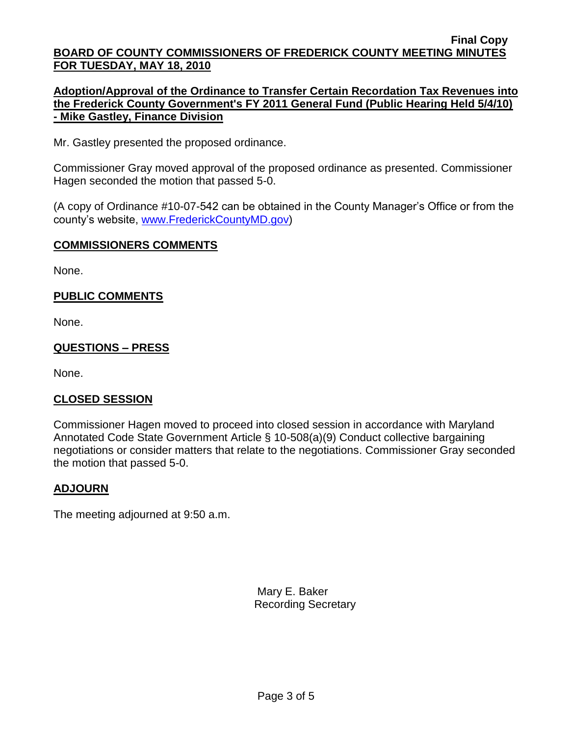**Final Copy**

**BOARD OF COUNTY COMMISSIONERS OF FREDERICK COUNTY MEETING MINUTES FOR TUESDAY, MAY 18, 2010**

**Adoption/Approval of the Ordinance to Transfer Certain Recordation Tax Revenues into the Frederick County Government's FY 2011 General Fund (Public Hearing Held 5/4/10) - Mike Gastley, Finance Division**

Mr. Gastley presented the proposed ordinance.

Commissioner Gray moved approval of the proposed ordinance as presented. Commissioner Hagen seconded the motion that passed 5-0.

(A copy of Ordinance #10-07-542 can be obtained in the County Manager's Office or from the county's website, www.FrederickCountyMD.gov)

## COMMISSIONERS COMMENTS

None.

## PUBLIC COMMENTS

None.

## QUESTIONS – PRESS

None.

## CLOSED SESSION

Commissioner Hagen moved to proceed into closed session in accordance with Maryland Annotated Code State Government Article § 10-508(a)(9) Conduct collective bargaining negotiations or consider matters that relate to the negotiations. Commissioner Gray seconded the motion that passed 5-0.

## ADJOURN

The meeting adjourned at 9:50 a.m.

Mary E. Baker
Recording Secretary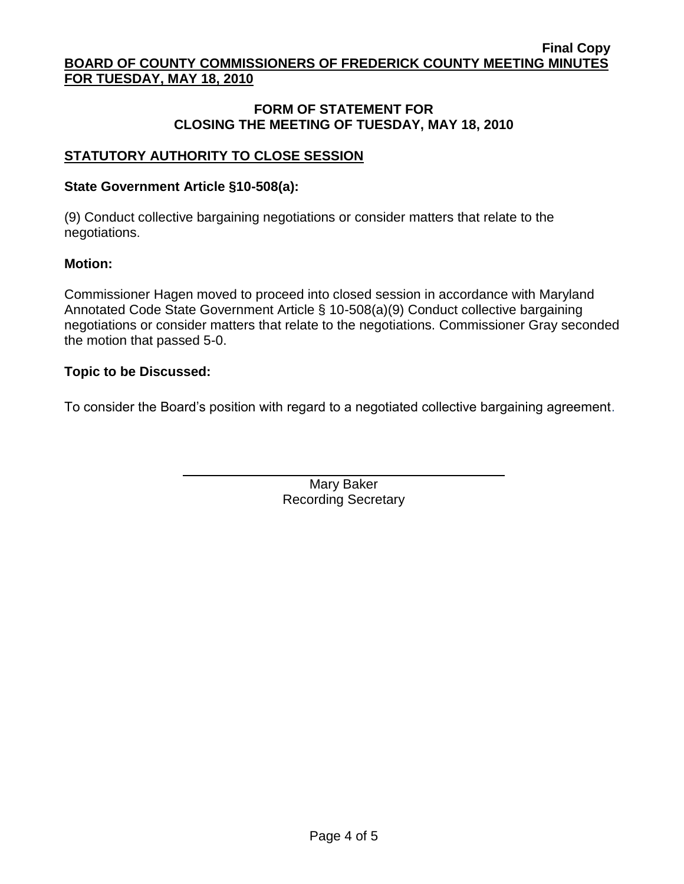## FORM OF STATEMENT FOR CLOSING THE MEETING OF TUESDAY, MAY 18, 2010

### STATUTORY AUTHORITY TO CLOSE SESSION

**State Government Article §10-508(a):**

(9) Conduct collective bargaining negotiations or consider matters that relate to the negotiations.

**Motion:**

Commissioner Hagen moved to proceed into closed session in accordance with Maryland Annotated Code State Government Article § 10-508(a)(9) Conduct collective bargaining negotiations or consider matters that relate to the negotiations. Commissioner Gray seconded the motion that passed 5-0.

**Topic to be Discussed:**

To consider the Board's position with regard to a negotiated collective bargaining agreement.

Mary Baker
Recording Secretary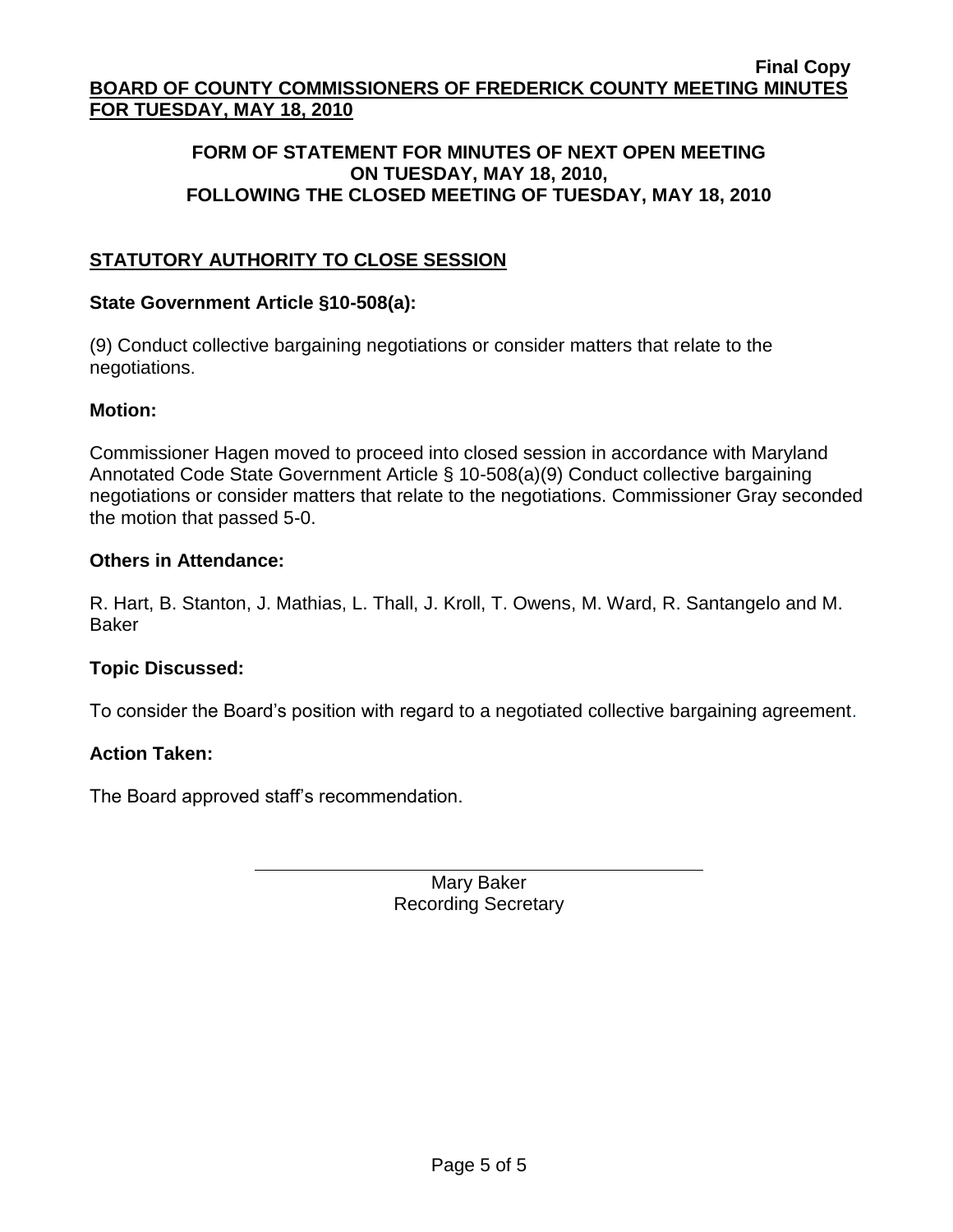## FORM OF STATEMENT FOR MINUTES OF NEXT OPEN MEETING ON TUESDAY, MAY 18, 2010, FOLLOWING THE CLOSED MEETING OF TUESDAY, MAY 18, 2010

### STATUTORY AUTHORITY TO CLOSE SESSION

**State Government Article §10-508(a):**

(9) Conduct collective bargaining negotiations or consider matters that relate to the negotiations.

**Motion:**

Commissioner Hagen moved to proceed into closed session in accordance with Maryland Annotated Code State Government Article § 10-508(a)(9) Conduct collective bargaining negotiations or consider matters that relate to the negotiations. Commissioner Gray seconded the motion that passed 5-0.

**Others in Attendance:**

R. Hart, B. Stanton, J. Mathias, L. Thall, J. Kroll, T. Owens, M. Ward, R. Santangelo and M. Baker

**Topic Discussed:**

To consider the Board's position with regard to a negotiated collective bargaining agreement.

**Action Taken:**

The Board approved staff's recommendation.

Mary Baker
Recording Secretary